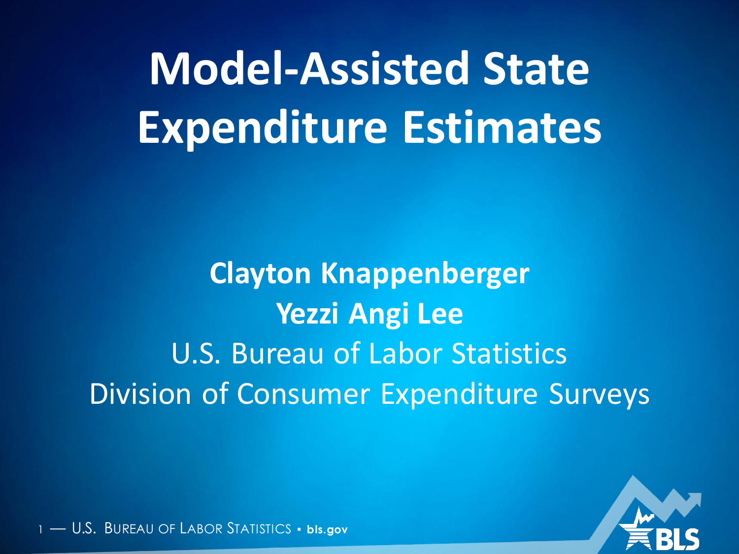# Model-Assisted State Expenditure Estimates

**Clayton Knappenberger**

**Yezzi Angi Lee**

U.S. Bureau of Labor Statistics

Division of Consumer Expenditure Surveys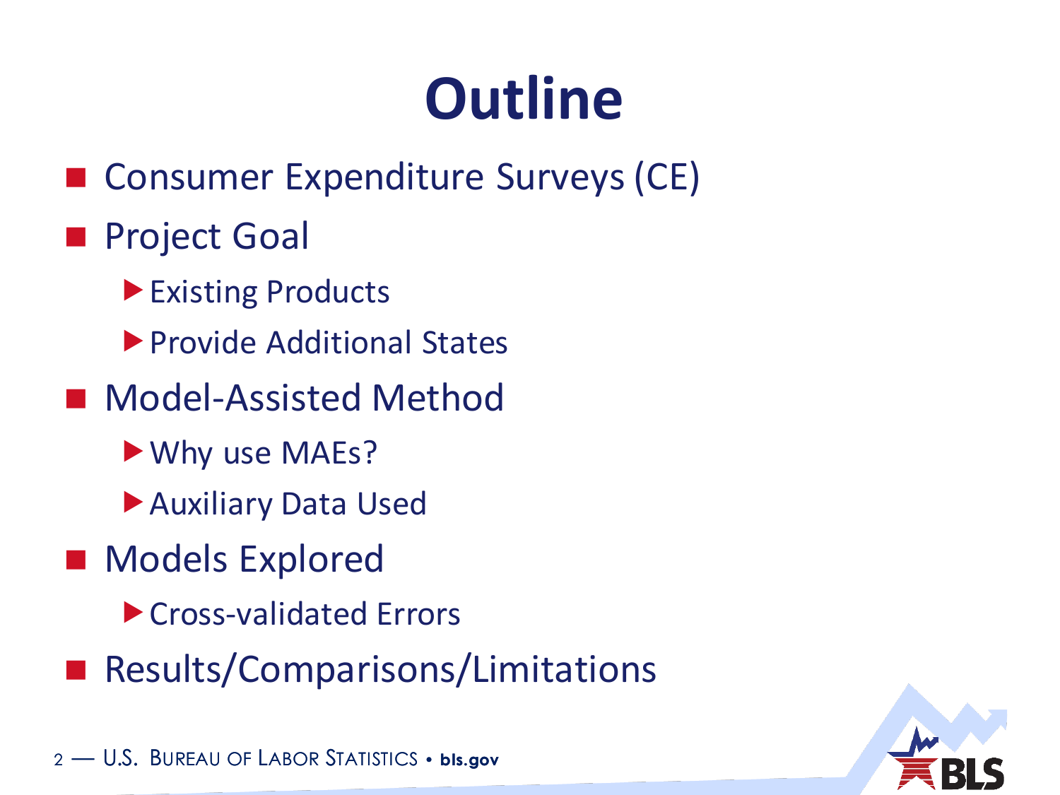# Outline

- Consumer Expenditure Surveys (CE)
- Project Goal
  - Existing Products
  - Provide Additional States
- Model-Assisted Method
  - Why use MAEs?
  - Auxiliary Data Used
- Models Explored
  - Cross-validated Errors
- Results/Comparisons/Limitations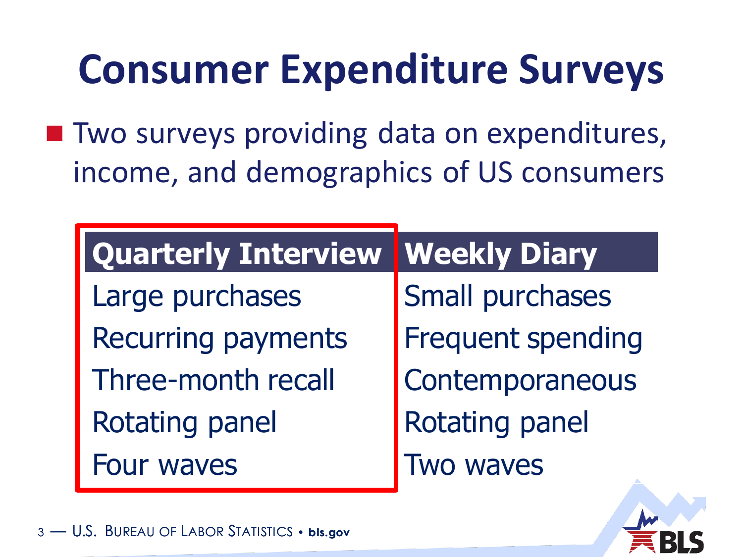# Consumer Expenditure Surveys

- Two surveys providing data on expenditures, income, and demographics of US consumers

| Quarterly Interview | Weekly Diary |
| --- | --- |
| Large purchases | Small purchases |
| Recurring payments | Frequent spending |
| Three-month recall | Contemporaneous |
| Rotating panel | Rotating panel |
| Four waves | Two waves |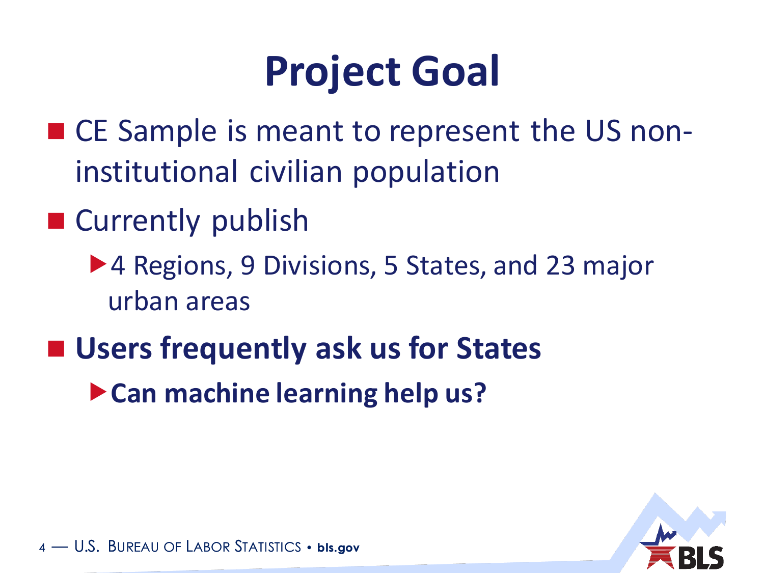# Project Goal

- CE Sample is meant to represent the US non-institutional civilian population
- Currently publish
  - 4 Regions, 9 Divisions, 5 States, and 23 major urban areas
- **Users frequently ask us for States**
  - **Can machine learning help us?**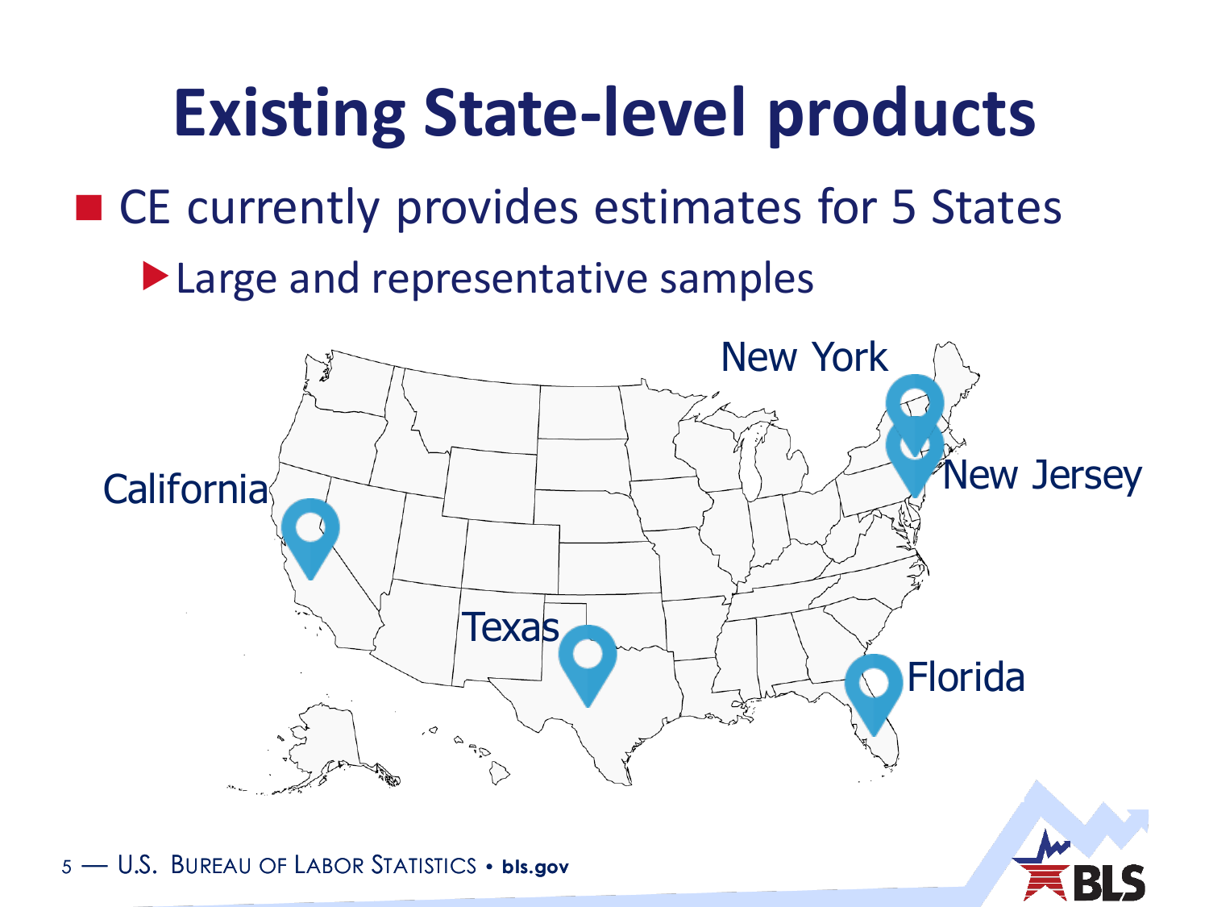# Existing State-level products

- CE currently provides estimates for 5 States
  - Large and representative samples

California

Texas

New York

New Jersey

Florida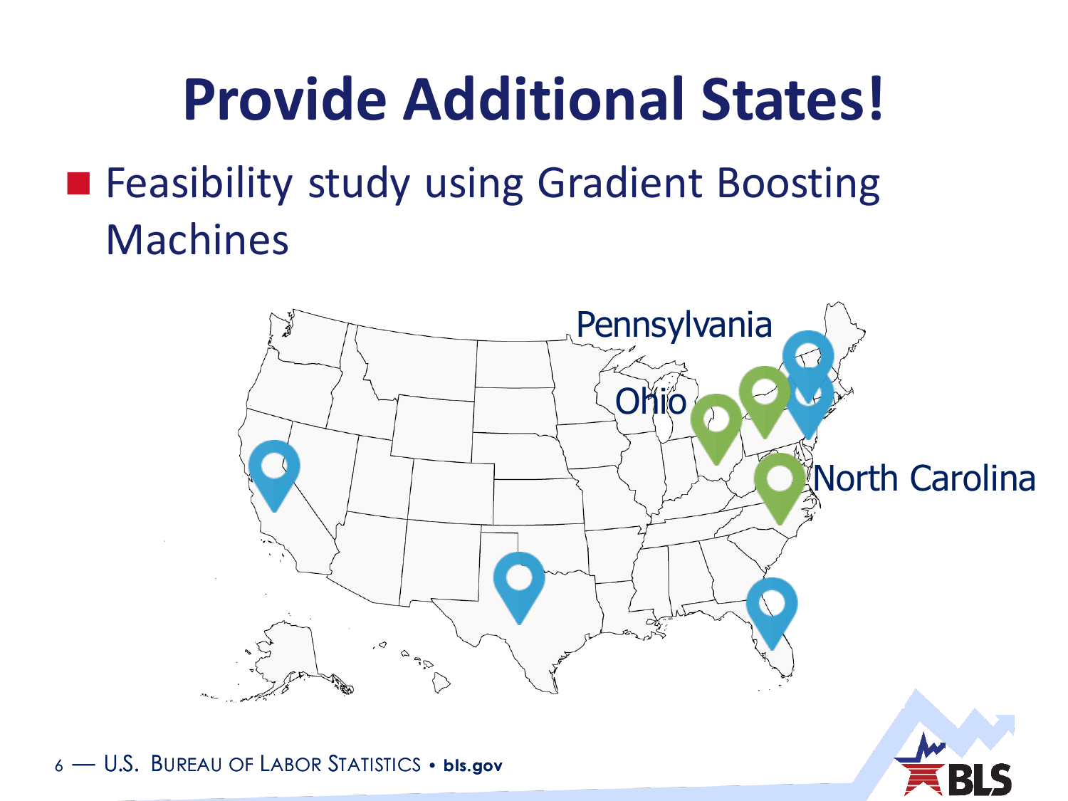# Provide Additional States!

- Feasibility study using Gradient Boosting Machines

Pennsylvania

Ohio

North Carolina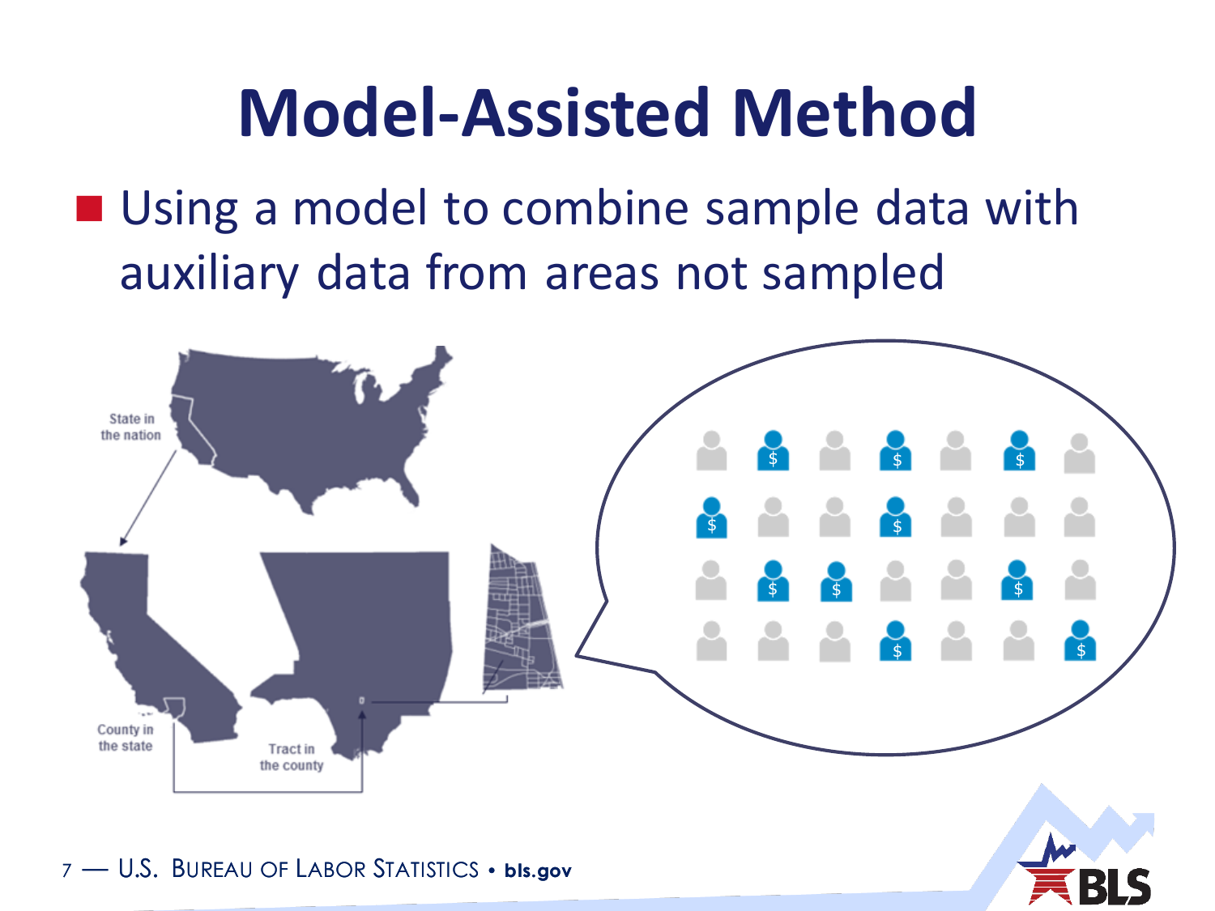# Model-Assisted Method

- Using a model to combine sample data with auxiliary data from areas not sampled

State in the nation

County in the state

Tract in the county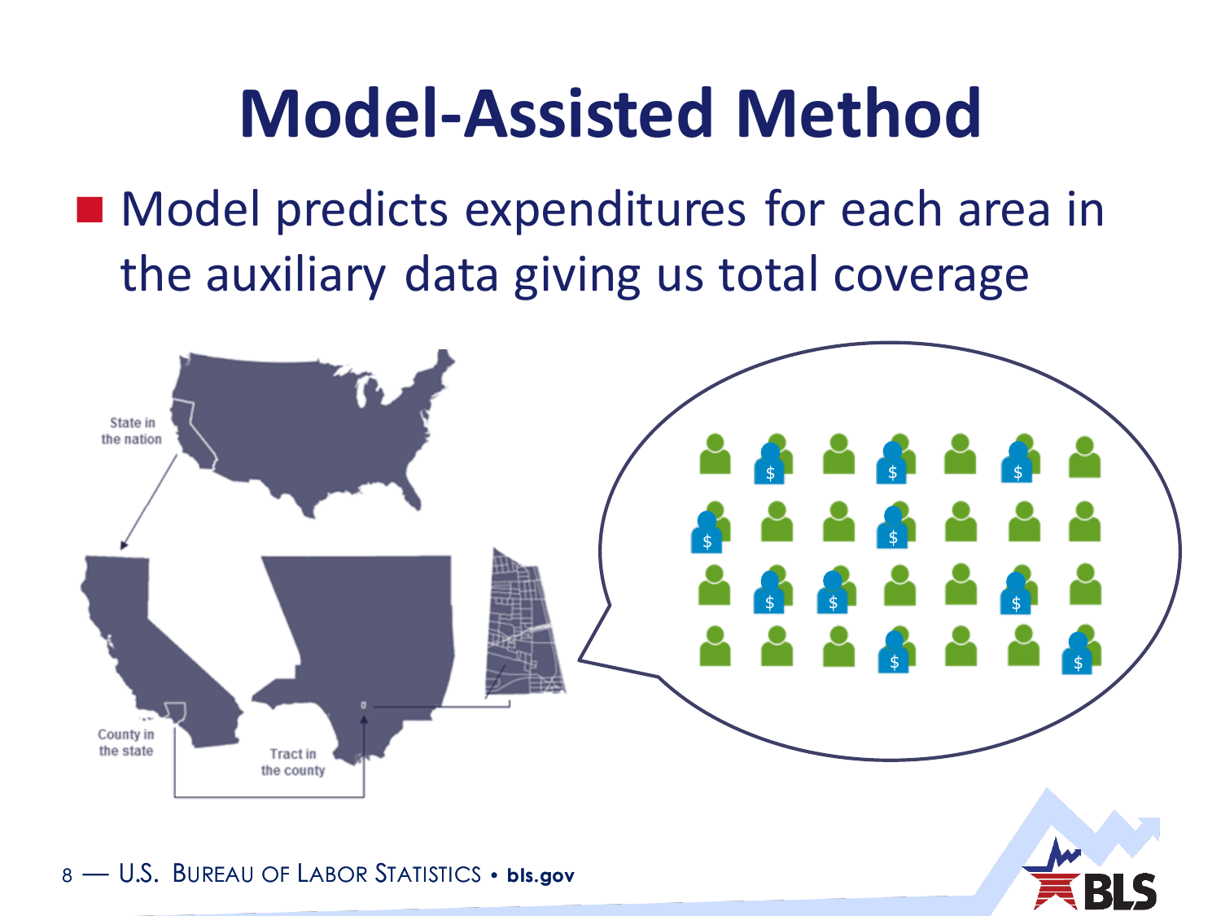# Model-Assisted Method

- Model predicts expenditures for each area in the auxiliary data giving us total coverage

State in the nation

County in the state

Tract in the county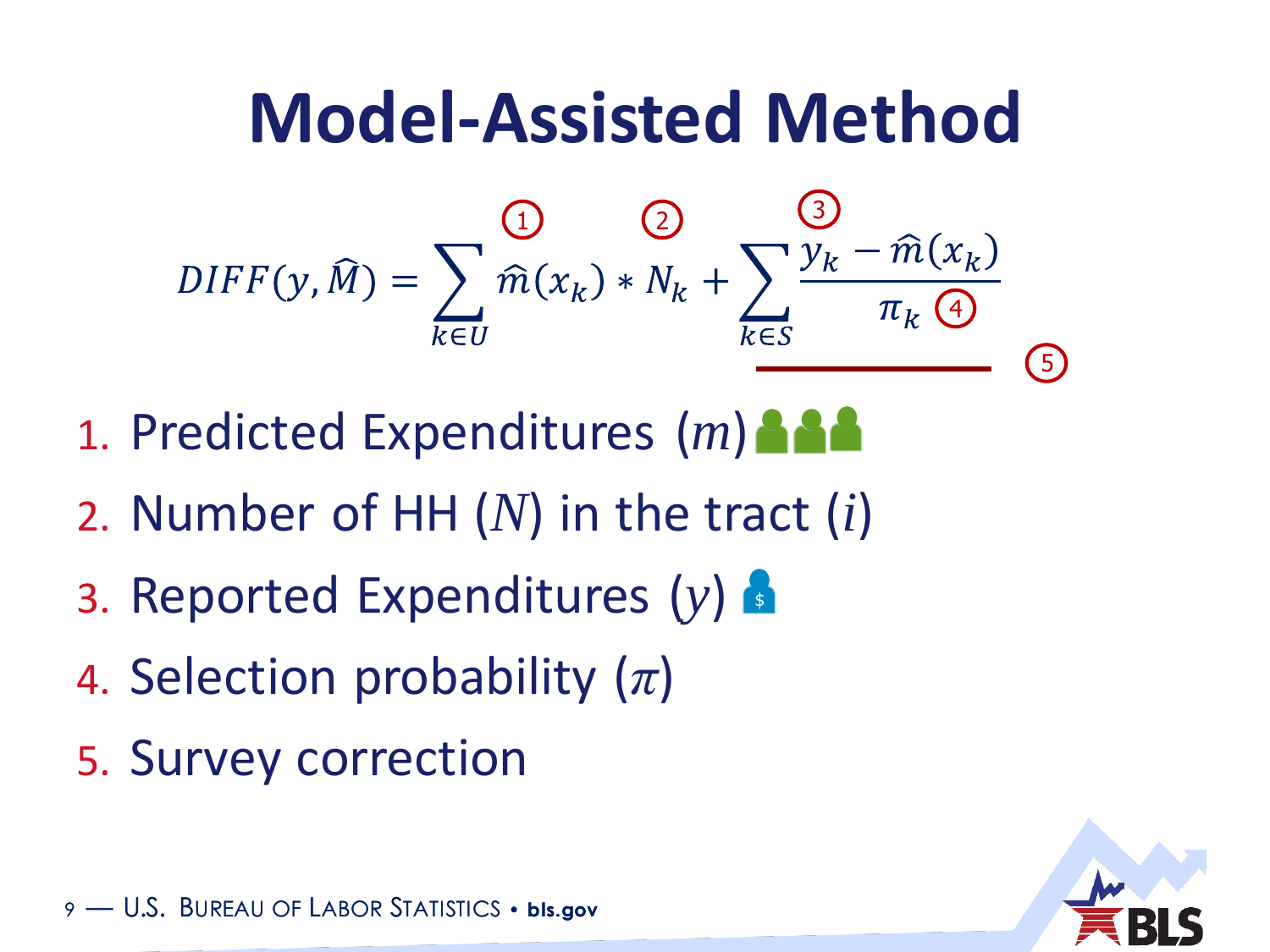# Model-Assisted Method

$$DIFF(y, \widehat{M}) = \sum_{k \in U} \underset{①}{\widehat{m}(x_k)} * \underset{②}{N_k} + \underbrace{\sum_{k \in S} \frac{\overset{③}{y_k - \widehat{m}(x_k)}}{\pi_k \; ④}}_{⑤}$$

1. Predicted Expenditures $(m)$
2. Number of HH $(N)$ in the tract $(i)$
3. Reported Expenditures $(y)$
4. Selection probability $(\pi)$
5. Survey correction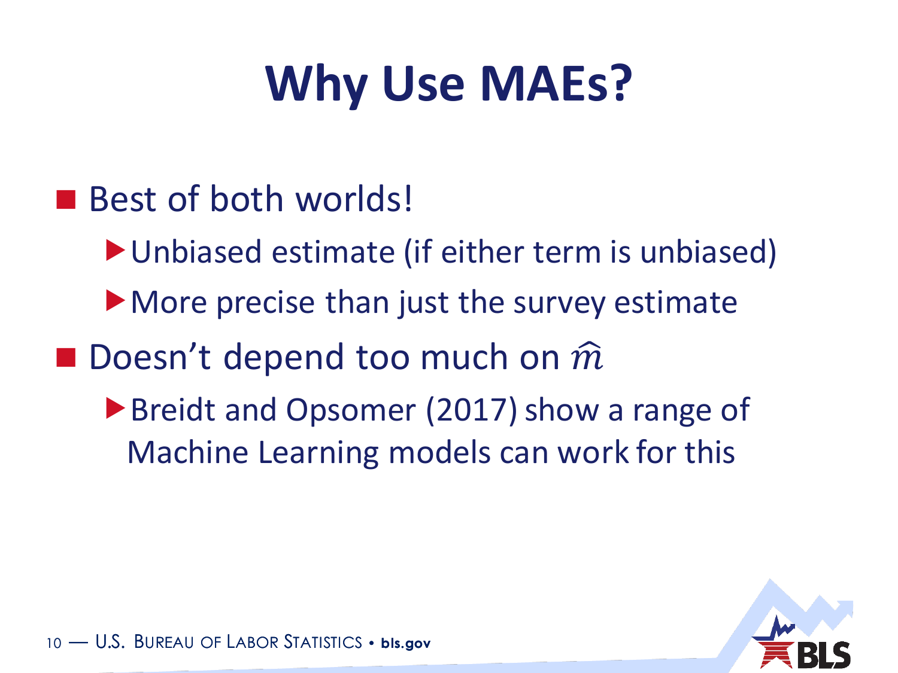# Why Use MAEs?

- Best of both worlds!
  - Unbiased estimate (if either term is unbiased)
  - More precise than just the survey estimate
- Doesn't depend too much on $\hat{m}$
  - Breidt and Opsomer (2017) show a range of Machine Learning models can work for this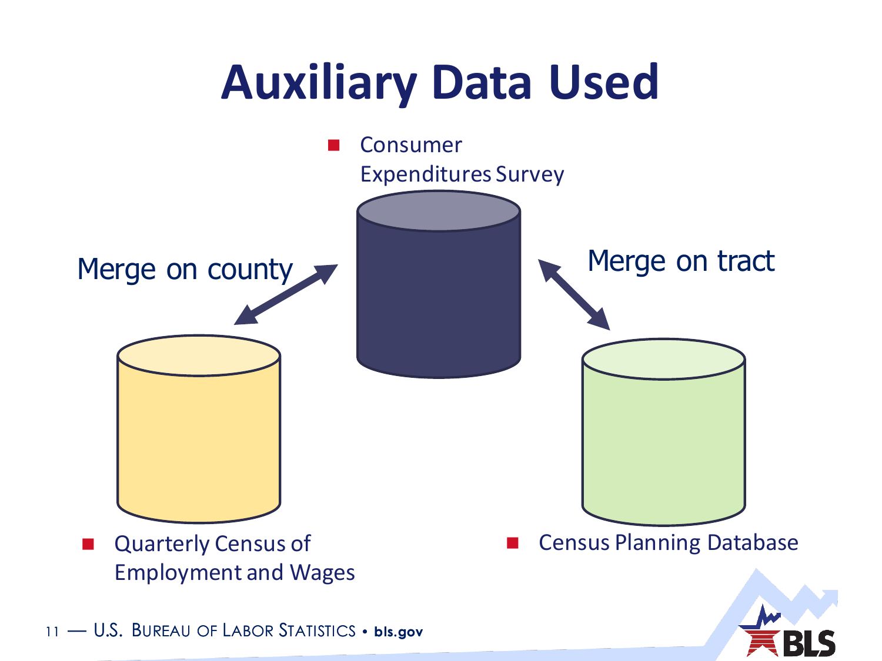# Auxiliary Data Used

- Consumer Expenditures Survey

Merge on county

Merge on tract

- Quarterly Census of Employment and Wages
- Census Planning Database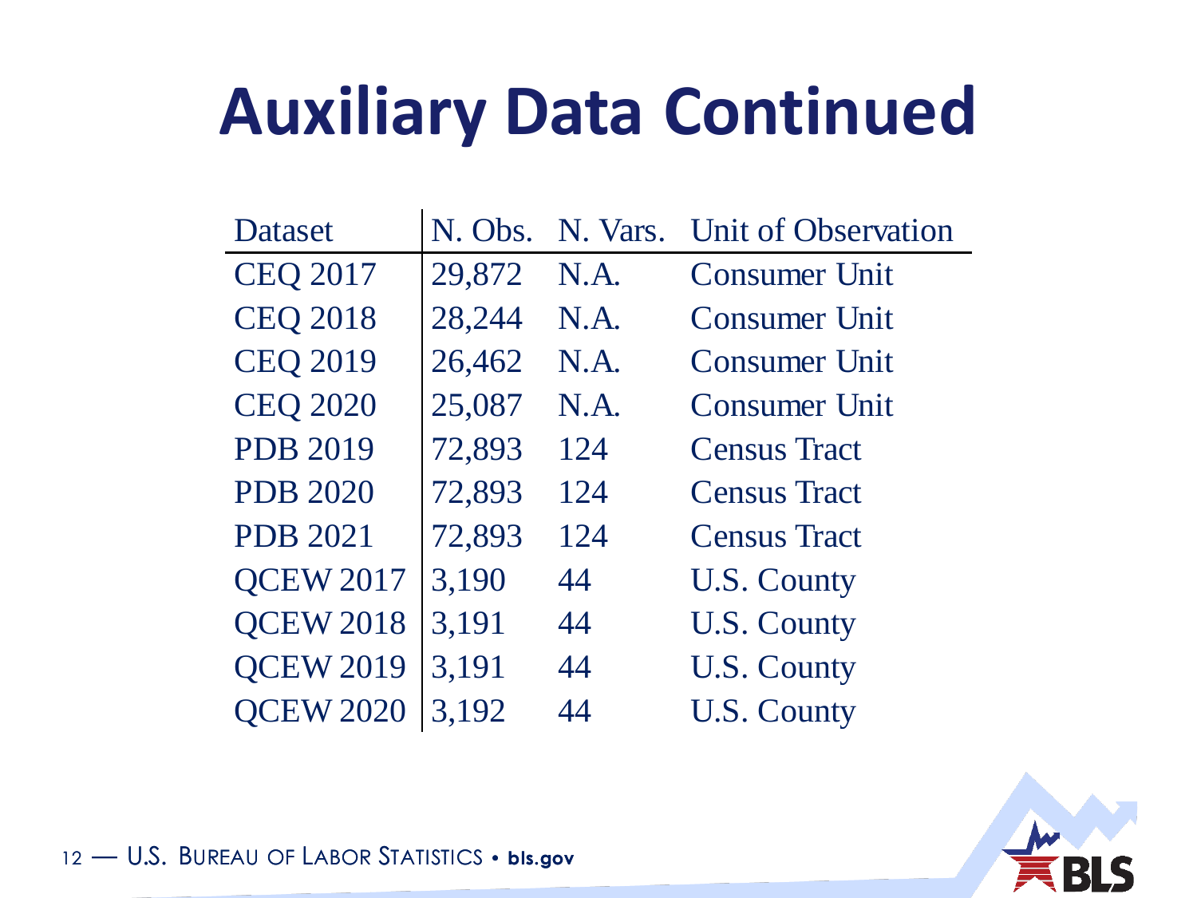# Auxiliary Data Continued

| Dataset | N. Obs. | N. Vars. | Unit of Observation |
|---|---|---|---|
| CEQ 2017 | 29,872 | N.A. | Consumer Unit |
| CEQ 2018 | 28,244 | N.A. | Consumer Unit |
| CEQ 2019 | 26,462 | N.A. | Consumer Unit |
| CEQ 2020 | 25,087 | N.A. | Consumer Unit |
| PDB 2019 | 72,893 | 124 | Census Tract |
| PDB 2020 | 72,893 | 124 | Census Tract |
| PDB 2021 | 72,893 | 124 | Census Tract |
| QCEW 2017 | 3,190 | 44 | U.S. County |
| QCEW 2018 | 3,191 | 44 | U.S. County |
| QCEW 2019 | 3,191 | 44 | U.S. County |
| QCEW 2020 | 3,192 | 44 | U.S. County |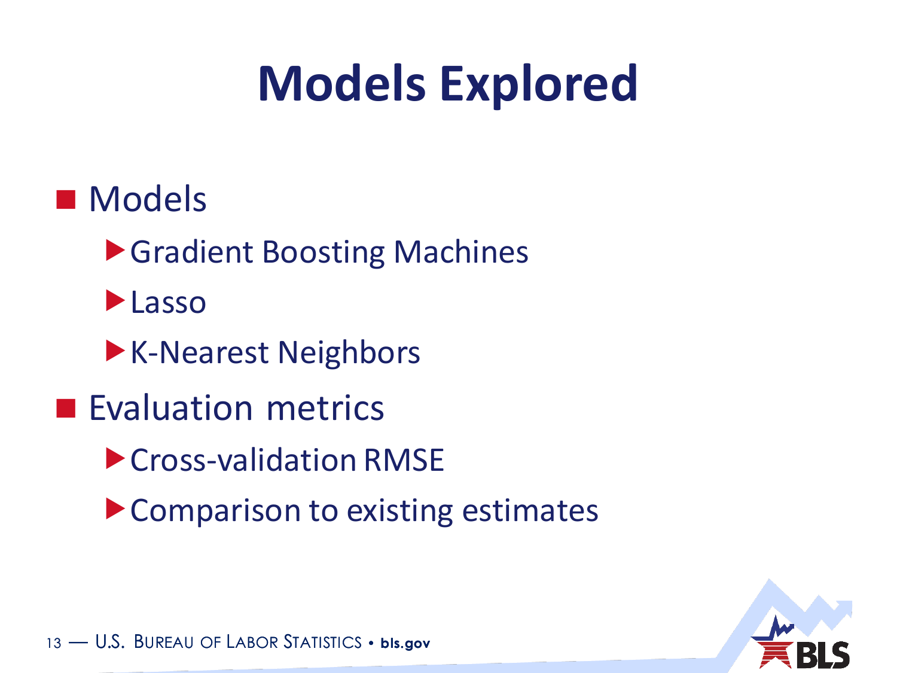# Models Explored

- Models
  - Gradient Boosting Machines
  - Lasso
  - K-Nearest Neighbors
- Evaluation metrics
  - Cross-validation RMSE
  - Comparison to existing estimates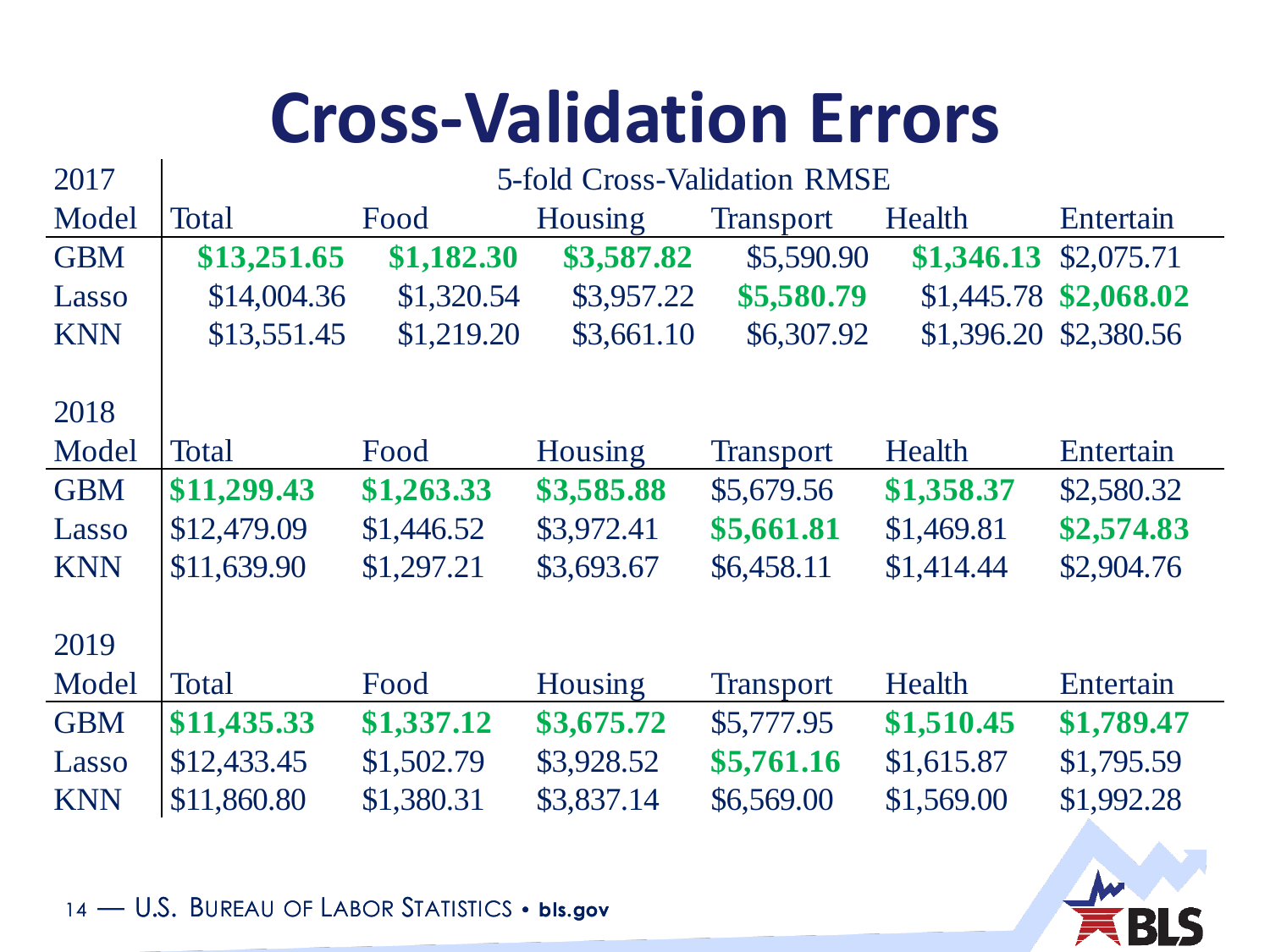# Cross-Validation Errors

5-fold Cross-Validation RMSE

| 2017 Model | Total | Food | Housing | Transport | Health | Entertain |
|---|---|---|---|---|---|---|
| GBM | **$13,251.65** | **$1,182.30** | **$3,587.82** | $5,590.90 | **$1,346.13** | $2,075.71 |
| Lasso | $14,004.36 | $1,320.54 | $3,957.22 | **$5,580.79** | $1,445.78 | **$2,068.02** |
| KNN | $13,551.45 | $1,219.20 | $3,661.10 | $6,307.92 | $1,396.20 | $2,380.56 |

| 2018 Model | Total | Food | Housing | Transport | Health | Entertain |
|---|---|---|---|---|---|---|
| GBM | **$11,299.43** | **$1,263.33** | **$3,585.88** | $5,679.56 | **$1,358.37** | $2,580.32 |
| Lasso | $12,479.09 | $1,446.52 | $3,972.41 | **$5,661.81** | $1,469.81 | **$2,574.83** |
| KNN | $11,639.90 | $1,297.21 | $3,693.67 | $6,458.11 | $1,414.44 | $2,904.76 |

| 2019 Model | Total | Food | Housing | Transport | Health | Entertain |
|---|---|---|---|---|---|---|
| GBM | **$11,435.33** | **$1,337.12** | **$3,675.72** | $5,777.95 | **$1,510.45** | **$1,789.47** |
| Lasso | $12,433.45 | $1,502.79 | $3,928.52 | **$5,761.16** | $1,615.87 | $1,795.59 |
| KNN | $11,860.80 | $1,380.31 | $3,837.14 | $6,569.00 | $1,569.00 | $1,992.28 |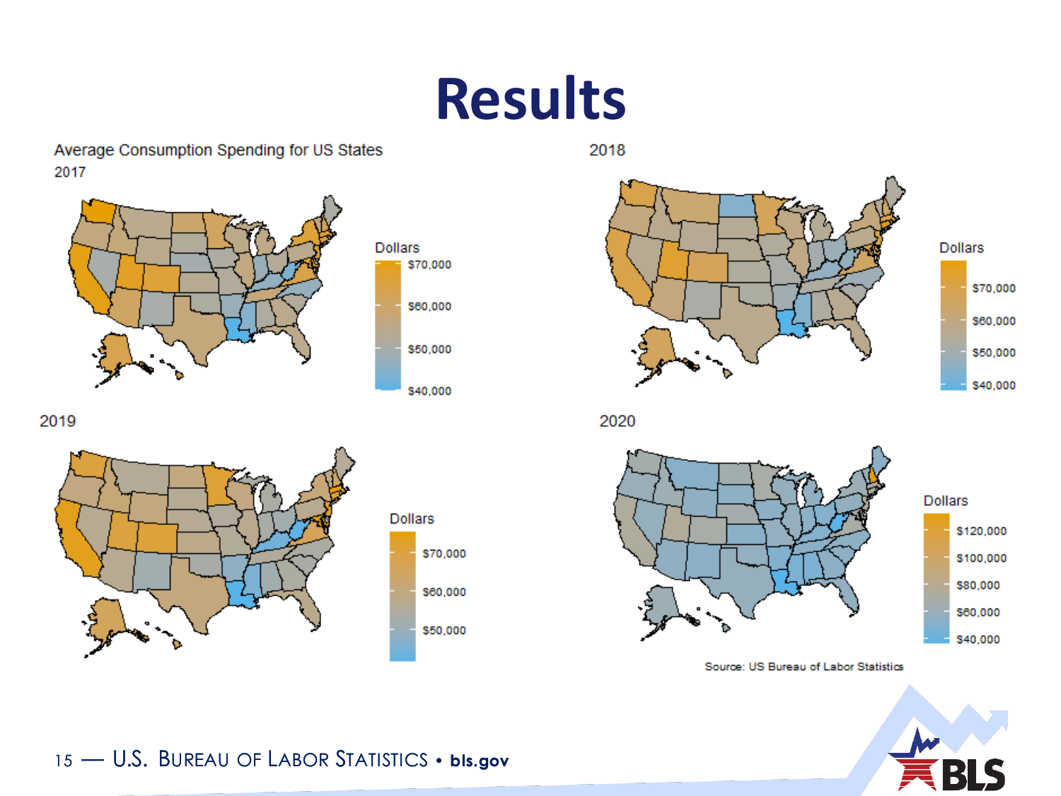# Results

Average Consumption Spending for US States

2017

Dollars
$70,000
$60,000
$50,000
$40,000

2018

Dollars
$70,000
$60,000
$50,000
$40,000

2019

Dollars
$70,000
$60,000
$50,000

2020

Dollars
$120,000
$100,000
$80,000
$60,000
$40,000

Source: US Bureau of Labor Statistics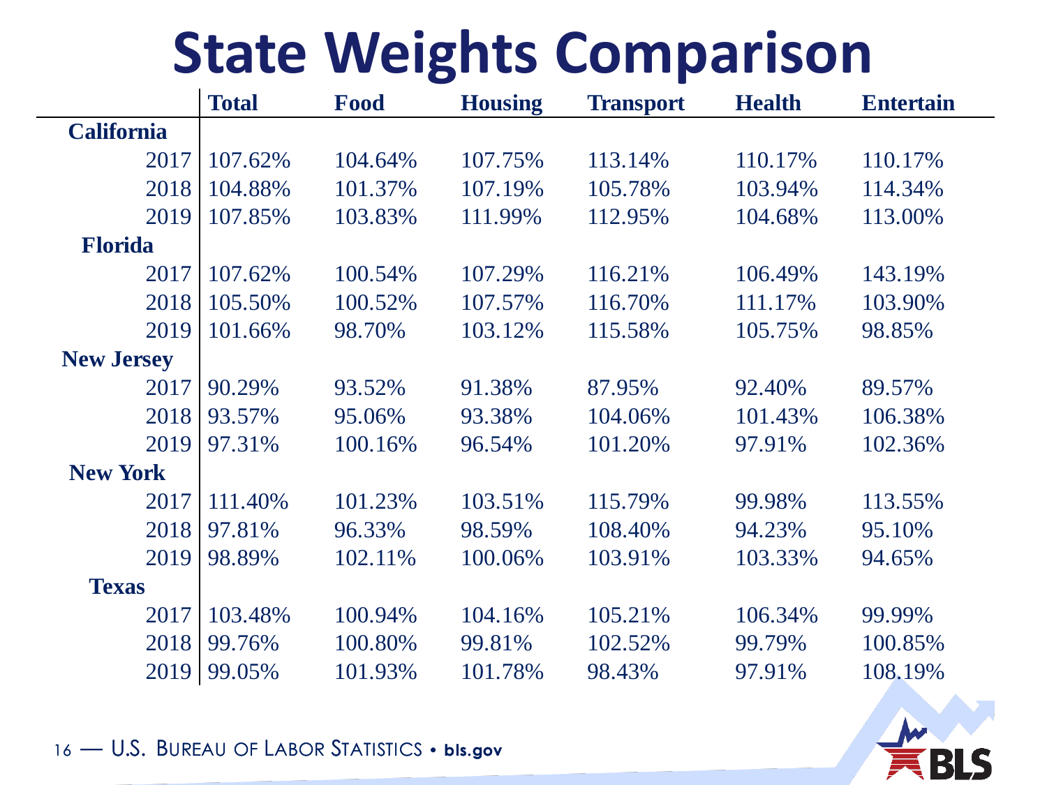# State Weights Comparison

| | Total | Food | Housing | Transport | Health | Entertain |
|---|---|---|---|---|---|---|
| **California** | | | | | | |
| 2017 | 107.62% | 104.64% | 107.75% | 113.14% | 110.17% | 110.17% |
| 2018 | 104.88% | 101.37% | 107.19% | 105.78% | 103.94% | 114.34% |
| 2019 | 107.85% | 103.83% | 111.99% | 112.95% | 104.68% | 113.00% |
| **Florida** | | | | | | |
| 2017 | 107.62% | 100.54% | 107.29% | 116.21% | 106.49% | 143.19% |
| 2018 | 105.50% | 100.52% | 107.57% | 116.70% | 111.17% | 103.90% |
| 2019 | 101.66% | 98.70% | 103.12% | 115.58% | 105.75% | 98.85% |
| **New Jersey** | | | | | | |
| 2017 | 90.29% | 93.52% | 91.38% | 87.95% | 92.40% | 89.57% |
| 2018 | 93.57% | 95.06% | 93.38% | 104.06% | 101.43% | 106.38% |
| 2019 | 97.31% | 100.16% | 96.54% | 101.20% | 97.91% | 102.36% |
| **New York** | | | | | | |
| 2017 | 111.40% | 101.23% | 103.51% | 115.79% | 99.98% | 113.55% |
| 2018 | 97.81% | 96.33% | 98.59% | 108.40% | 94.23% | 95.10% |
| 2019 | 98.89% | 102.11% | 100.06% | 103.91% | 103.33% | 94.65% |
| **Texas** | | | | | | |
| 2017 | 103.48% | 100.94% | 104.16% | 105.21% | 106.34% | 99.99% |
| 2018 | 99.76% | 100.80% | 99.81% | 102.52% | 99.79% | 100.85% |
| 2019 | 99.05% | 101.93% | 101.78% | 98.43% | 97.91% | 108.19% |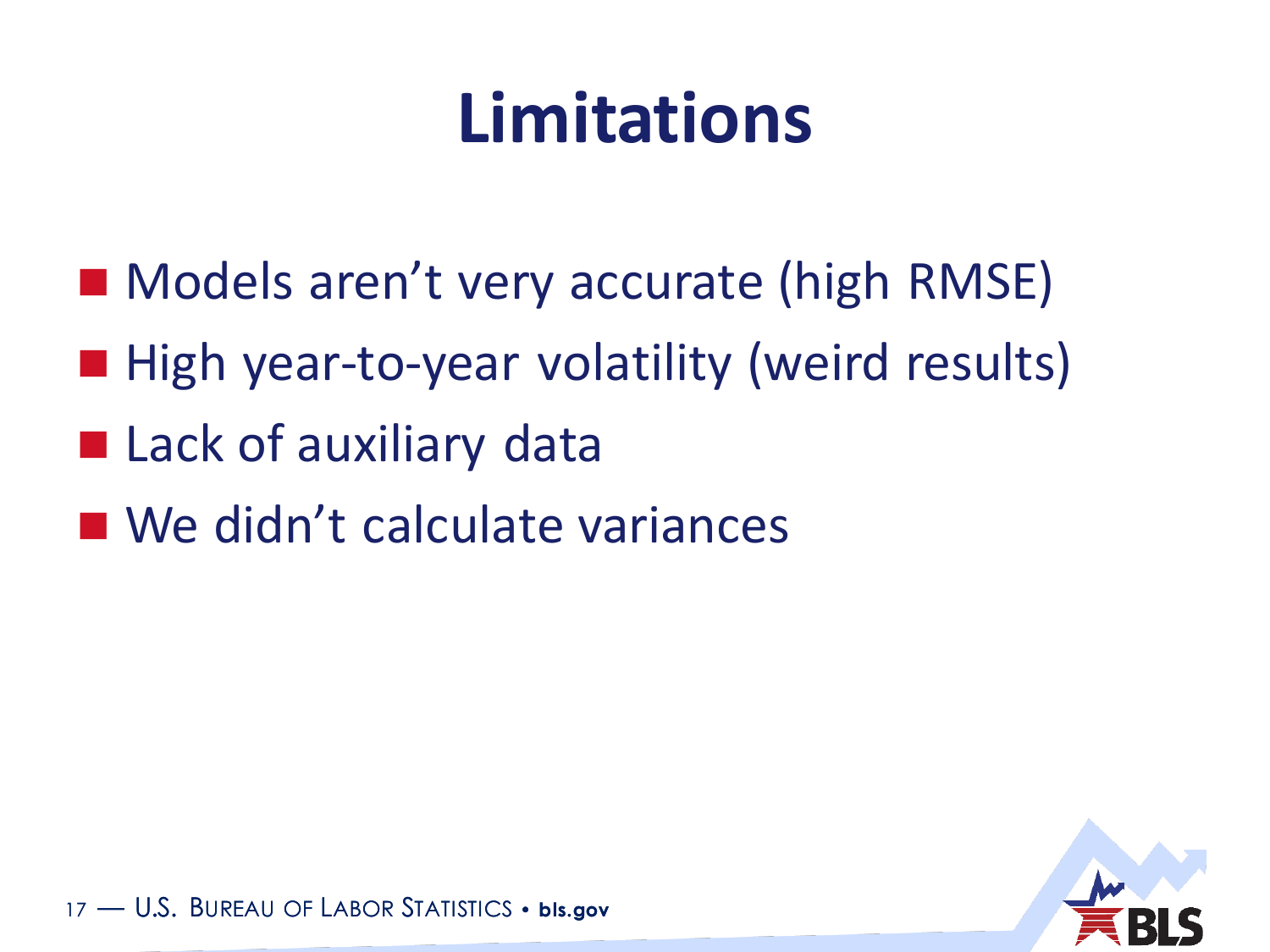# Limitations

- Models aren't very accurate (high RMSE)
- High year-to-year volatility (weird results)
- Lack of auxiliary data
- We didn't calculate variances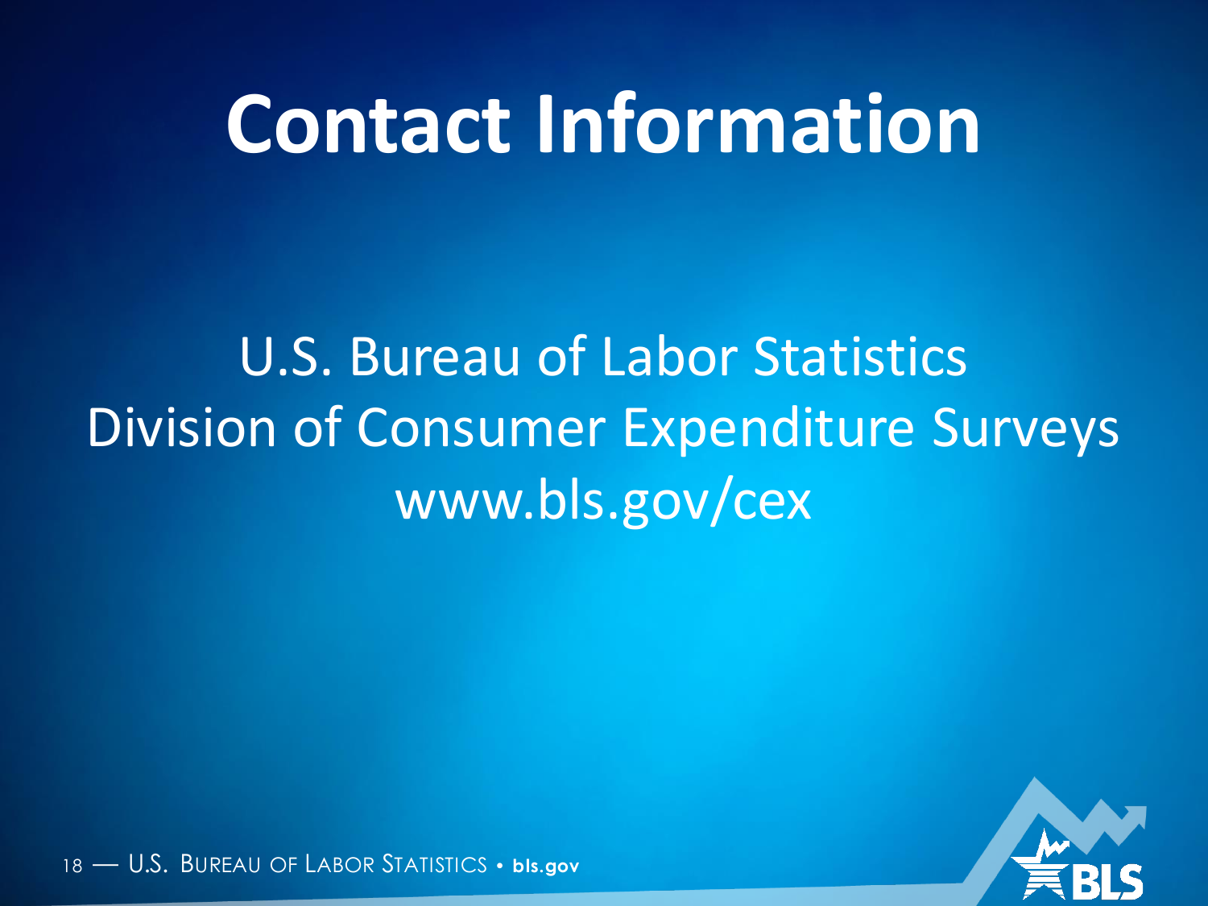# Contact Information

U.S. Bureau of Labor Statistics
Division of Consumer Expenditure Surveys
www.bls.gov/cex